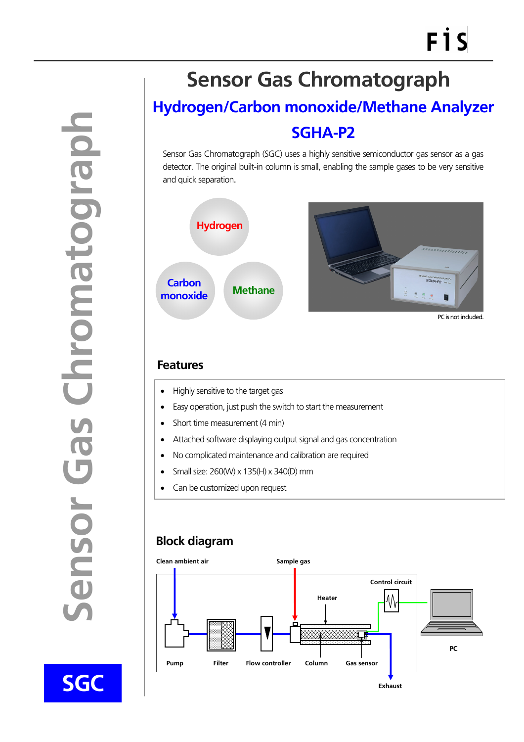# Sensor Gas Chromatograph

## Hydrogen/Carbon monoxide/Methane Analyzer

## SGHA-P2

Sensor Gas Chromatograph (SGC) uses a highly sensitive semiconductor gas sensor as a gas detector. The original built-in column is small, enabling the sample gases to be very sensitive and quick separation.

Hydrogen

Carbon monoxide

Methane

PC is not included.

## Features

- Highly sensitive to the target gas
- Easy operation, just push the switch to start the measurement
- Short time measurement (4 min)
- Attached software displaying output signal and gas concentration
- No complicated maintenance and calibration are required
- Small size: 260(W) x 135(H) x 340(D) mm
- Can be customized upon request

## Block diagram

Clean ambient air

Sample gas

Control circuit

Heater

PC

Pump

Filter

Flow controller

Column

Gas sensor

Exhaust

SGC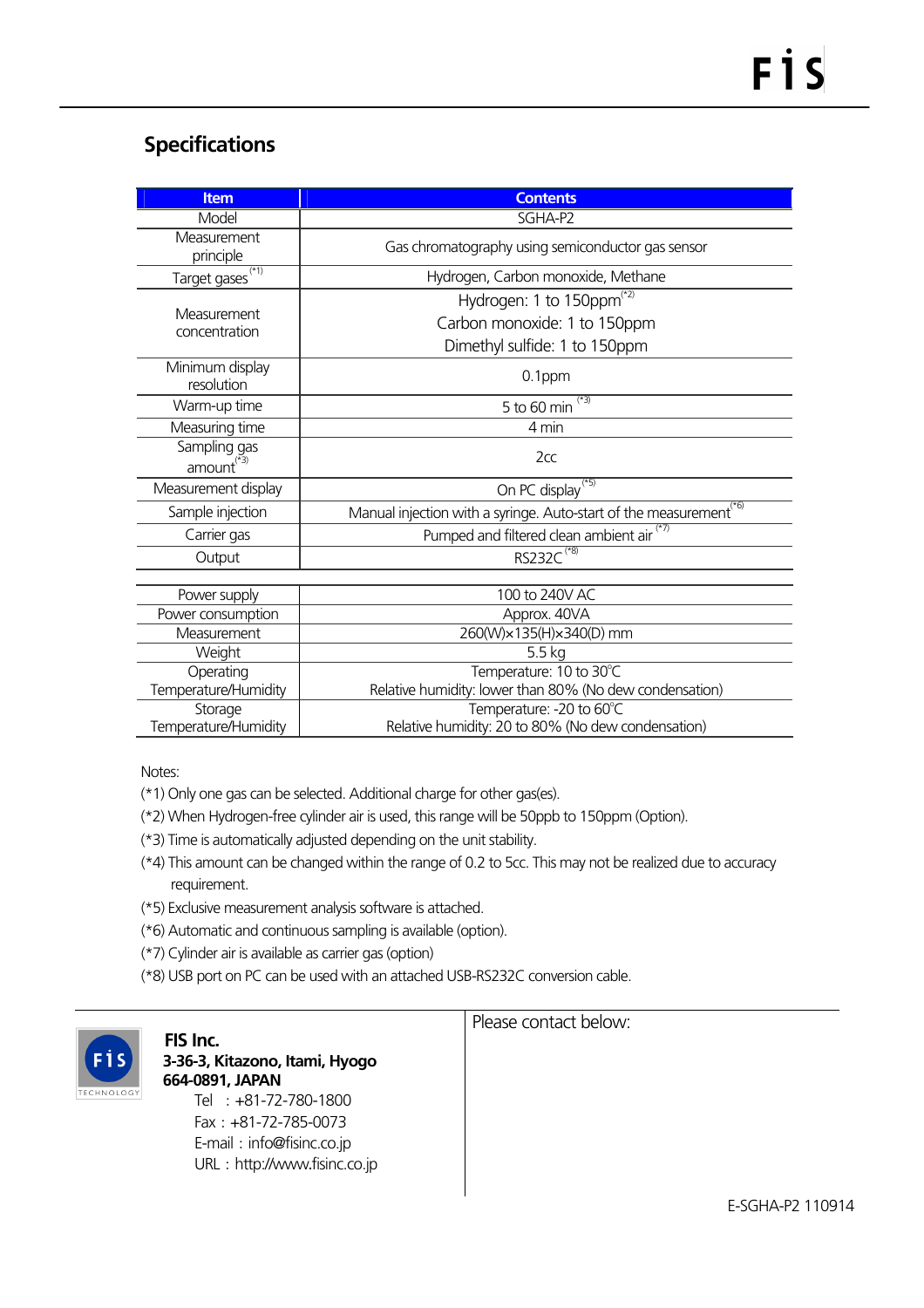## Specifications

| Item | Contents |
|---|---|
| Model | SGHA-P2 |
| Measurement principle | Gas chromatography using semiconductor gas sensor |
| Target gases (*1) | Hydrogen, Carbon monoxide, Methane |
| Measurement concentration | Hydrogen: 1 to 150ppm (*2)<br>Carbon monoxide: 1 to 150ppm<br>Dimethyl sulfide: 1 to 150ppm |
| Minimum display resolution | 0.1ppm |
| Warm-up time | 5 to 60 min (*3) |
| Measuring time | 4 min |
| Sampling gas amount (*3) | 2cc |
| Measurement display | On PC display (*5) |
| Sample injection | Manual injection with a syringe. Auto-start of the measurement (*6) |
| Carrier gas | Pumped and filtered clean ambient air (*7) |
| Output | RS232C (*8) |
| Power supply | 100 to 240V AC |
| Power consumption | Approx. 40VA |
| Measurement | 260(W)×135(H)×340(D) mm |
| Weight | 5.5 kg |
| Operating Temperature/Humidity | Temperature: 10 to 30℃<br>Relative humidity: lower than 80% (No dew condensation) |
| Storage Temperature/Humidity | Temperature: -20 to 60℃<br>Relative humidity: 20 to 80% (No dew condensation) |

Notes:
(*1) Only one gas can be selected. Additional charge for other gas(es).
(*2) When Hydrogen-free cylinder air is used, this range will be 50ppb to 150ppm (Option).
(*3) Time is automatically adjusted depending on the unit stability.
(*4) This amount can be changed within the range of 0.2 to 5cc. This may not be realized due to accuracy requirement.
(*5) Exclusive measurement analysis software is attached.
(*6) Automatic and continuous sampling is available (option).
(*7) Cylinder air is available as carrier gas (option)
(*8) USB port on PC can be used with an attached USB-RS232C conversion cable.

**FIS Inc.**
**3-36-3, Kitazono, Itami, Hyogo**
**664-0891, JAPAN**
Tel : +81-72-780-1800
Fax : +81-72-785-0073
E-mail : info@fisinc.co.jp
URL : http://www.fisinc.co.jp

Please contact below:

E-SGHA-P2 110914